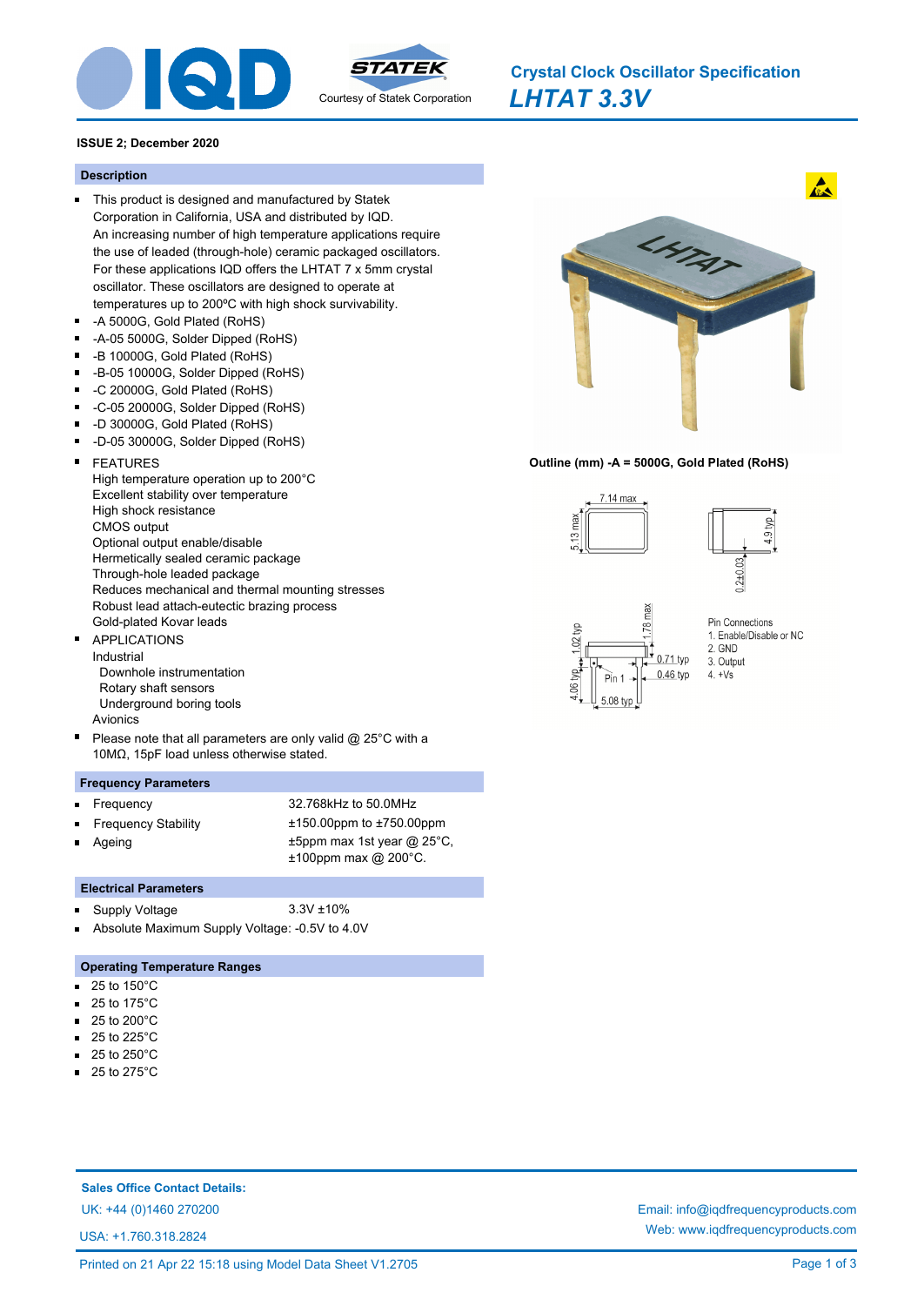# Crystal Clock Oscillator Specification

## *LHTAT 3.3V*

Courtesy of Statek Corporation

**ISSUE 2; December 2020**

## Description

- This product is designed and manufactured by Statek Corporation in California, USA and distributed by IQD. An increasing number of high temperature applications require the use of leaded (through-hole) ceramic packaged oscillators. For these applications IQD offers the LHTAT 7 x 5mm crystal oscillator. These oscillators are designed to operate at temperatures up to 200ºC with high shock survivability.
- -A 5000G, Gold Plated (RoHS)
- -A-05 5000G, Solder Dipped (RoHS)
- -B 10000G, Gold Plated (RoHS)
- -B-05 10000G, Solder Dipped (RoHS)
- -C 20000G, Gold Plated (RoHS)
- -C-05 20000G, Solder Dipped (RoHS)
- -D 30000G, Gold Plated (RoHS)
- -D-05 30000G, Solder Dipped (RoHS)
- FEATURES
  High temperature operation up to 200°C
  Excellent stability over temperature
  High shock resistance
  CMOS output
  Optional output enable/disable
  Hermetically sealed ceramic package
  Through-hole leaded package
  Reduces mechanical and thermal mounting stresses
  Robust lead attach-eutectic brazing process
  Gold-plated Kovar leads
- APPLICATIONS
  Industrial
  - Downhole instrumentation
  - Rotary shaft sensors
  - Underground boring tools

  Avionics
- Please note that all parameters are only valid @ 25°C with a 10MΩ, 15pF load unless otherwise stated.

**Outline (mm) -A = 5000G, Gold Plated (RoHS)**

7.14 max; 5.13 max; 4.9 typ; 0.2±0.03; 1.78 max; 1.02 typ; 0.71 typ; 0.46 typ; 4.06 typ; Pin 1; 5.08 typ

Pin Connections
1. Enable/Disable or NC
2. GND
3. Output
4. +Vs

## Frequency Parameters

- Frequency: 32.768kHz to 50.0MHz
- Frequency Stability: ±150.00ppm to ±750.00ppm
- Ageing: ±5ppm max 1st year @ 25°C, ±100ppm max @ 200°C.

## Electrical Parameters

- Supply Voltage: 3.3V ±10%
- Absolute Maximum Supply Voltage: -0.5V to 4.0V

## Operating Temperature Ranges

- 25 to 150°C
- 25 to 175°C
- 25 to 200°C
- 25 to 225°C
- 25 to 250°C
- 25 to 275°C

**Sales Office Contact Details:**

UK: +44 (0)1460 270200

USA: +1.760.318.2824

Email: info@iqdfrequencyproducts.com

Web: www.iqdfrequencyproducts.com

Printed on 21 Apr 22 15:18 using Model Data Sheet V1.2705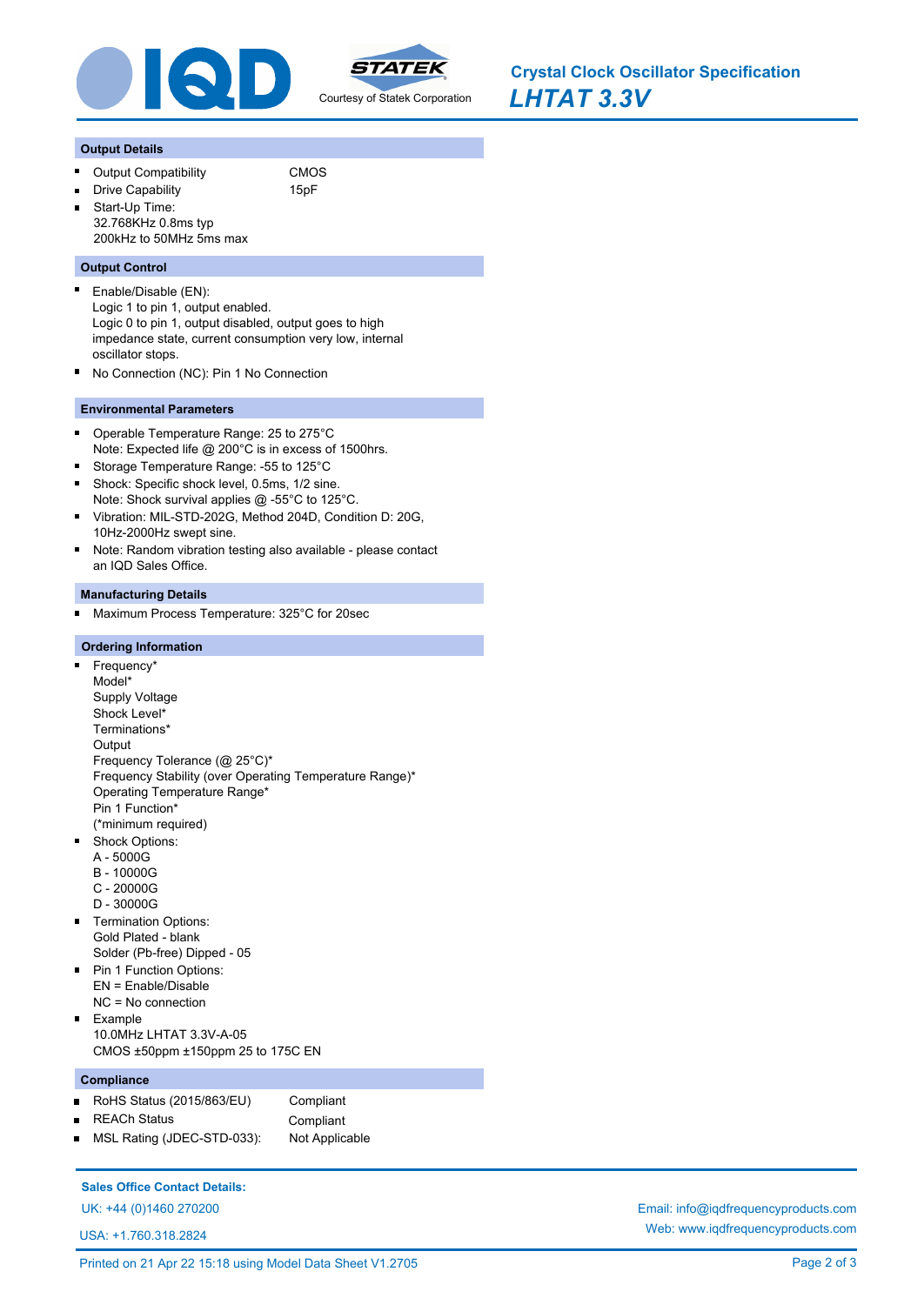# Crystal Clock Oscillator Specification

## *LHTAT 3.3V*

### Output Details

- Output Compatibility: CMOS
- Drive Capability: 15pF
- Start-Up Time:
  32.768KHz 0.8ms typ
  200kHz to 50MHz 5ms max

### Output Control

- Enable/Disable (EN):
  Logic 1 to pin 1, output enabled.
  Logic 0 to pin 1, output disabled, output goes to high impedance state, current consumption very low, internal oscillator stops.
- No Connection (NC): Pin 1 No Connection

### Environmental Parameters

- Operable Temperature Range: 25 to 275°C
  Note: Expected life @ 200°C is in excess of 1500hrs.
- Storage Temperature Range: -55 to 125°C
- Shock: Specific shock level, 0.5ms, 1/2 sine.
  Note: Shock survival applies @ -55°C to 125°C.
- Vibration: MIL-STD-202G, Method 204D, Condition D: 20G, 10Hz-2000Hz swept sine.
- Note: Random vibration testing also available - please contact an IQD Sales Office.

### Manufacturing Details

- Maximum Process Temperature: 325°C for 20sec

### Ordering Information

- Frequency*
  Model*
  Supply Voltage
  Shock Level*
  Terminations*
  Output
  Frequency Tolerance (@ 25°C)*
  Frequency Stability (over Operating Temperature Range)*
  Operating Temperature Range*
  Pin 1 Function*
  (*minimum required)
- Shock Options:
  A - 5000G
  B - 10000G
  C - 20000G
  D - 30000G
- Termination Options:
  Gold Plated - blank
  Solder (Pb-free) Dipped - 05
- Pin 1 Function Options:
  EN = Enable/Disable
  NC = No connection
- Example
  10.0MHz LHTAT 3.3V-A-05
  CMOS ±50ppm ±150ppm 25 to 175C EN

### Compliance

- RoHS Status (2015/863/EU): Compliant
- REACh Status: Compliant
- MSL Rating (JDEC-STD-033): Not Applicable

**Sales Office Contact Details:**

UK: +44 (0)1460 270200

USA: +1.760.318.2824

Email: info@iqdfrequencyproducts.com

Web: www.iqdfrequencyproducts.com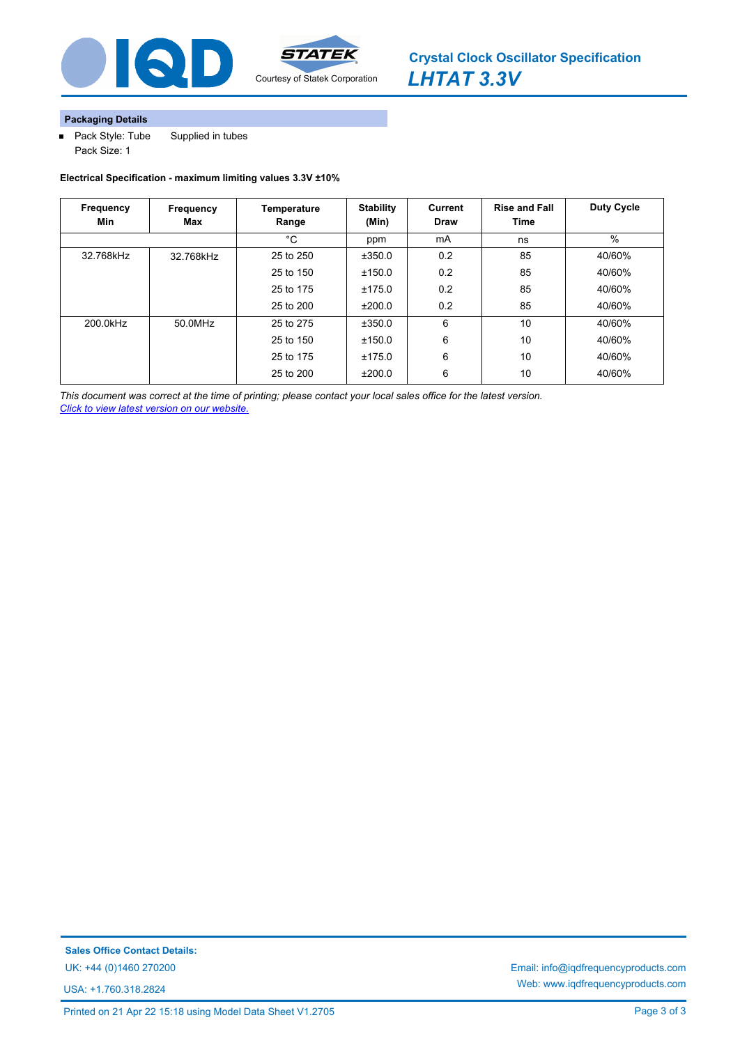## Packaging Details

- Pack Style: Tube Supplied in tubes
  Pack Size: 1

**Electrical Specification - maximum limiting values 3.3V ±10%**

| Frequency Min | Frequency Max | Temperature Range | Stability (Min) | Current Draw | Rise and Fall Time | Duty Cycle |
|---|---|---|---|---|---|---|
| | | °C | ppm | mA | ns | % |
| 32.768kHz | 32.768kHz | 25 to 250 | ±350.0 | 0.2 | 85 | 40/60% |
| | | 25 to 150 | ±150.0 | 0.2 | 85 | 40/60% |
| | | 25 to 175 | ±175.0 | 0.2 | 85 | 40/60% |
| | | 25 to 200 | ±200.0 | 0.2 | 85 | 40/60% |
| 200.0kHz | 50.0MHz | 25 to 275 | ±350.0 | 6 | 10 | 40/60% |
| | | 25 to 150 | ±150.0 | 6 | 10 | 40/60% |
| | | 25 to 175 | ±175.0 | 6 | 10 | 40/60% |
| | | 25 to 200 | ±200.0 | 6 | 10 | 40/60% |

*This document was correct at the time of printing; please contact your local sales office for the latest version.*
*Click to view latest version on our website.*

**Sales Office Contact Details:**

UK: +44 (0)1460 270200

USA: +1.760.318.2824

Email: info@iqdfrequencyproducts.com

Web: www.iqdfrequencyproducts.com